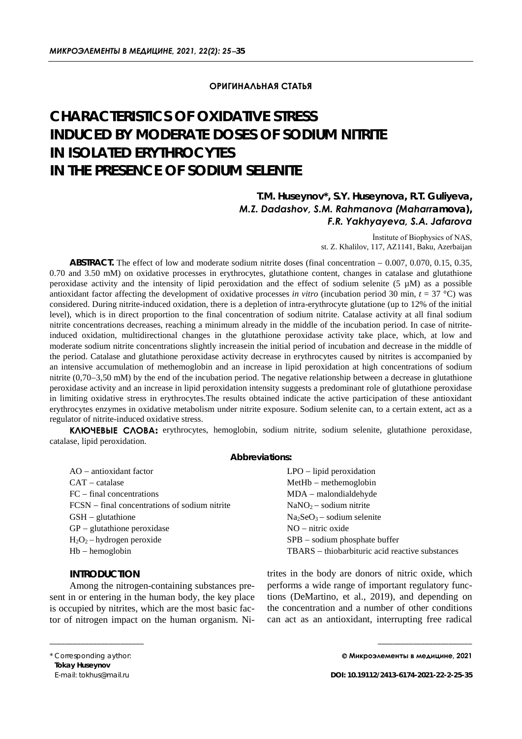ОРИГИНАЛЬНАЯ СТАТЬЯ

# CHARACTERISTICS OF OXIDATIVE STRESS INDUCED BY MODERATE DOSES OF SODIUM NITRITE IN ISOLATED ERYTHROCYTES IN THE PRESENCE OF SODIUM SELENITE

**T.M. Huseynov*, S.Y. Huseynova, R.T. Guliyeva,**
***M.Z. Dadashov, S.M. Rahmanova (Maharramova),***
***F.R. Yakhyayeva, S.A. Jafarova***

İnstitute of Biophysics of NAS,
st. Z. Khalilov, 117, AZ1141, Baku, Azerbaijan

**ABSTRACT.** The effect of low and moderate sodium nitrite doses (final concentration – 0.007, 0.070, 0.15, 0.35, 0.70 and 3.50 mM) on oxidative processes in erythrocytes, glutathione content, changes in catalase and glutathione peroxidase activity and the intensity of lipid peroxidation and the effect of sodium selenite (5 μM) as a possible antioxidant factor affecting the development of oxidative processes *in vitro* (incubation period 30 min, *t* = 37 °C) was considered. During nitrite-induced oxidation, there is a depletion of intra-erythrocyte glutathione (up to 12% of the initial level), which is in direct proportion to the final concentration of sodium nitrite. Catalase activity at all final sodium nitrite concentrations decreases, reaching a minimum already in the middle of the incubation period. In case of nitrite-induced oxidation, multidirectional changes in the glutathione peroxidase activity take place, which, at low and moderate sodium nitrite concentrations slightly increasein the initial period of incubation and decrease in the middle of the period. Catalase and glutathione peroxidase activity decrease in erythrocytes caused by nitrites is accompanied by an intensive accumulation of methemoglobin and an increase in lipid peroxidation at high concentrations of sodium nitrite (0,70–3,50 mM) by the end of the incubation period. The negative relationship between a decrease in glutathione peroxidase activity and an increase in lipid peroxidation intensity suggests a predominant role of glutathione peroxidase in limiting oxidative stress in erythrocytes.The results obtained indicate the active participation of these antioxidant erythrocytes enzymes in oxidative metabolism under nitrite exposure. Sodium selenite can, to a certain extent, act as a regulator of nitrite-induced oxidative stress.

**КЛЮЧЕВЫЕ СЛОВА:** erythrocytes, hemoglobin, sodium nitrite, sodium selenite, glutathione peroxidase, catalase, lipid peroxidation.

**Abbreviations:**

AO – antioxidant factor
CAT – catalase
FC – final concentrations
FCSN – final concentrations of sodium nitrite
GSH – glutathione
GP – glutathione peroxidase
$H_2O_2$ – hydrogen peroxide
Hb – hemoglobin
LPO – lipid peroxidation
MetHb – methemoglobin
MDA – malondialdehyde
$NaNO_2$ – sodium nitrite
$Na_2SeO_3$ – sodium selenite
NO – nitric oxide
SPB – sodium phosphate buffer
TBARS – thiobarbituric acid reactive substances

## INTRODUCTION

Among the nitrogen-containing substances present in or entering in the human body, the key place is occupied by nitrites, which are the most basic factor of nitrogen impact on the human organism. Nitrites in the body are donors of nitric oxide, which performs a wide range of important regulatory functions (DeMartino, et al., 2019), and depending on the concentration and a number of other conditions can act as an antioxidant, interrupting free radical

\* Corresponding aythor:
**Tokay Huseynov**
E-mail: tokhus@mail.ru

© Микроэлементы в медицине, 2021

DOI: 10.19112/2413-6174-2021-22-2-25-35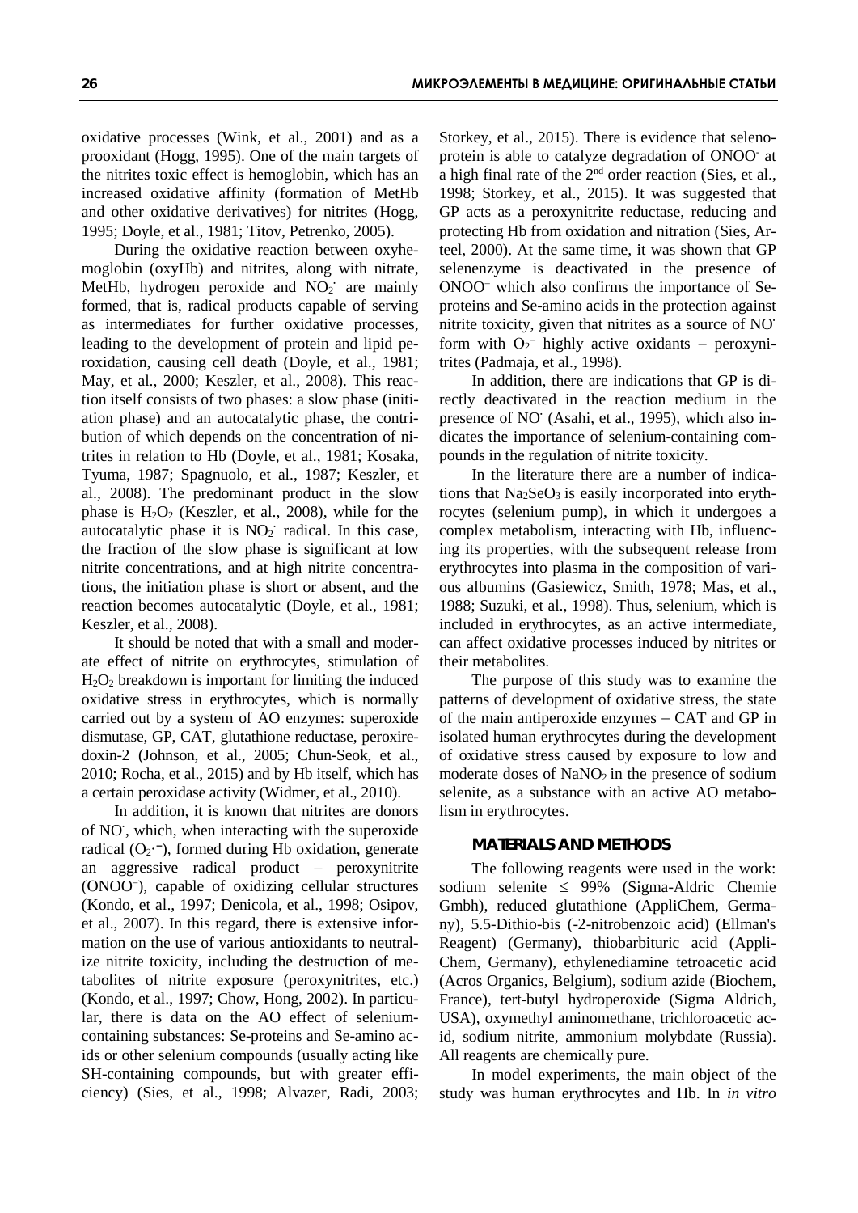oxidative processes (Wink, et al., 2001) and as a prooxidant (Hogg, 1995). One of the main targets of the nitrites toxic effect is hemoglobin, which has an increased oxidative affinity (formation of MetHb and other oxidative derivatives) for nitrites (Hogg, 1995; Doyle, et al., 1981; Titov, Petrenko, 2005).

During the oxidative reaction between oxyhemoglobin (oxyHb) and nitrites, along with nitrate, MetHb, hydrogen peroxide and $NO_2^{\cdot}$ are mainly formed, that is, radical products capable of serving as intermediates for further oxidative processes, leading to the development of protein and lipid peroxidation, causing cell death (Doyle, et al., 1981; May, et al., 2000; Keszler, et al., 2008). This reaction itself consists of two phases: a slow phase (initiation phase) and an autocatalytic phase, the contribution of which depends on the concentration of nitrites in relation to Hb (Doyle, et al., 1981; Kosaka, Tyuma, 1987; Spagnuolo, et al., 1987; Keszler, et al., 2008). The predominant product in the slow phase is $H_2O_2$ (Keszler, et al., 2008), while for the autocatalytic phase it is $NO_2^{\cdot}$ radical. In this case, the fraction of the slow phase is significant at low nitrite concentrations, and at high nitrite concentrations, the initiation phase is short or absent, and the reaction becomes autocatalytic (Doyle, et al., 1981; Keszler, et al., 2008).

It should be noted that with a small and moderate effect of nitrite on erythrocytes, stimulation of $H_2O_2$ breakdown is important for limiting the induced oxidative stress in erythrocytes, which is normally carried out by a system of AO enzymes: superoxide dismutase, GP, CAT, glutathione reductase, peroxiredoxin-2 (Johnson, et al., 2005; Chun-Seok, et al., 2010; Rocha, et al., 2015) and by Hb itself, which has a certain peroxidase activity (Widmer, et al., 2010).

In addition, it is known that nitrites are donors of $NO^{\cdot}$, which, when interacting with the superoxide radical ($O_2^{\cdot-}$), formed during Hb oxidation, generate an aggressive radical product – peroxynitrite ($ONOO^-$), capable of oxidizing cellular structures (Kondo, et al., 1997; Denicola, et al., 1998; Osipov, et al., 2007). In this regard, there is extensive information on the use of various antioxidants to neutralize nitrite toxicity, including the destruction of metabolites of nitrite exposure (peroxynitrites, etc.) (Kondo, et al., 1997; Chow, Hong, 2002). In particular, there is data on the AO effect of selenium-containing substances: Se-proteins and Se-amino acids or other selenium compounds (usually acting like SH-containing compounds, but with greater efficiency) (Sies, et al., 1998; Alvazer, Radi, 2003; Storkey, et al., 2015). There is evidence that selenoprotein is able to catalyze degradation of $ONOO^-$ at a high final rate of the 2[nd] order reaction (Sies, et al., 1998; Storkey, et al., 2015). It was suggested that GP acts as a peroxynitrite reductase, reducing and protecting Hb from oxidation and nitration (Sies, Arteel, 2000). At the same time, it was shown that GP selenenzyme is deactivated in the presence of $ONOO^-$ which also confirms the importance of Se-proteins and Se-amino acids in the protection against nitrite toxicity, given that nitrites as a source of $NO^{\cdot}$ form with $O_2^-$ highly active oxidants – peroxynitrites (Padmaja, et al., 1998).

In addition, there are indications that GP is directly deactivated in the reaction medium in the presence of $NO^{\cdot}$ (Asahi, et al., 1995), which also indicates the importance of selenium-containing compounds in the regulation of nitrite toxicity.

In the literature there are a number of indications that $Na_2SeO_3$ is easily incorporated into erythrocytes (selenium pump), in which it undergoes a complex metabolism, interacting with Hb, influencing its properties, with the subsequent release from erythrocytes into plasma in the composition of various albumins (Gasiewicz, Smith, 1978; Mas, et al., 1988; Suzuki, et al., 1998). Thus, selenium, which is included in erythrocytes, as an active intermediate, can affect oxidative processes induced by nitrites or their metabolites.

The purpose of this study was to examine the patterns of development of oxidative stress, the state of the main antiperoxide enzymes – CAT and GP in isolated human erythrocytes during the development of oxidative stress caused by exposure to low and moderate doses of $NaNO_2$ in the presence of sodium selenite, as a substance with an active AO metabolism in erythrocytes.

## MATERIALS AND METHODS

The following reagents were used in the work: sodium selenite ≤ 99% (Sigma-Aldric Chemie Gmbh), reduced glutathione (AppliChem, Germany), 5.5-Dithio-bis (-2-nitrobenzoic acid) (Ellman's Reagent) (Germany), thiobarbituric acid (AppliChem, Germany), ethylenediamine tetroacetic acid (Acros Organics, Belgium), sodium azide (Biochem, France), tert-butyl hydroperoxide (Sigma Aldrich, USA), oxymethyl aminomethane, trichloroacetic acid, sodium nitrite, ammonium molybdate (Russia). All reagents are chemically pure.

In model experiments, the main object of the study was human erythrocytes and Hb. In *in vitro*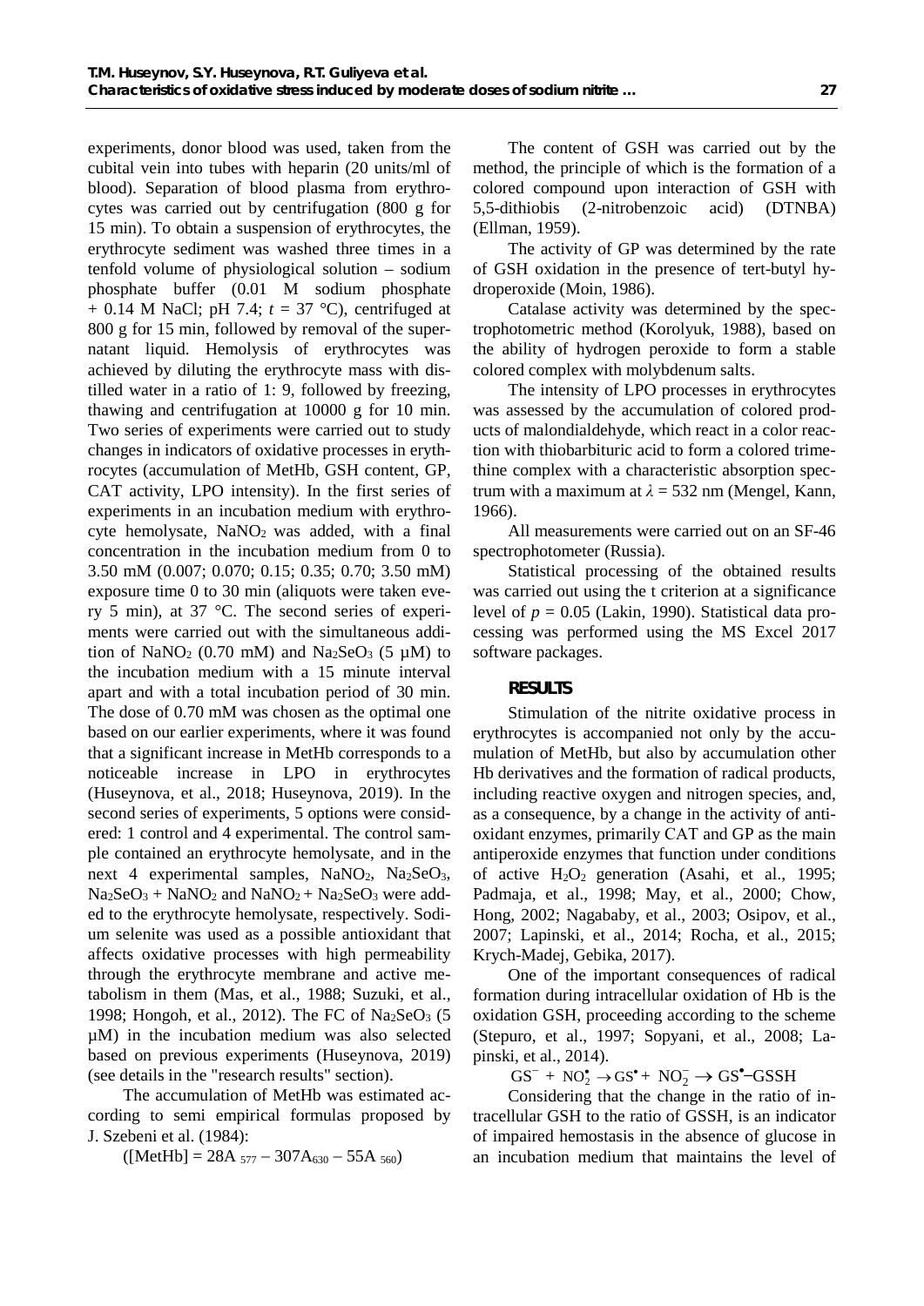experiments, donor blood was used, taken from the cubital vein into tubes with heparin (20 units/ml of blood). Separation of blood plasma from erythrocytes was carried out by centrifugation (800 g for 15 min). To obtain a suspension of erythrocytes, the erythrocyte sediment was washed three times in a tenfold volume of physiological solution – sodium phosphate buffer (0.01 M sodium phosphate + 0.14 M NaCl; pH 7.4; $t$ = 37 °C), centrifuged at 800 g for 15 min, followed by removal of the supernatant liquid. Hemolysis of erythrocytes was achieved by diluting the erythrocyte mass with distilled water in a ratio of 1: 9, followed by freezing, thawing and centrifugation at 10000 g for 10 min. Two series of experiments were carried out to study changes in indicators of oxidative processes in erythrocytes (accumulation of MetHb, GSH content, GP, CAT activity, LPO intensity). In the first series of experiments in an incubation medium with erythrocyte hemolysate, $NaNO_2$ was added, with a final concentration in the incubation medium from 0 to 3.50 mM (0.007; 0.070; 0.15; 0.35; 0.70; 3.50 mM) exposure time 0 to 30 min (aliquots were taken every 5 min), at 37 °C. The second series of experiments were carried out with the simultaneous addition of $NaNO_2$ (0.70 mM) and $Na_2SeO_3$ (5 μM) to the incubation medium with a 15 minute interval apart and with a total incubation period of 30 min. The dose of 0.70 mM was chosen as the optimal one based on our earlier experiments, where it was found that a significant increase in MetHb corresponds to a noticeable increase in LPO in erythrocytes (Huseynova, et al., 2018; Huseynova, 2019). In the second series of experiments, 5 options were considered: 1 control and 4 experimental. The control sample contained an erythrocyte hemolysate, and in the next 4 experimental samples, $NaNO_2$, $Na_2SeO_3$, $Na_2SeO_3$ + $NaNO_2$ and $NaNO_2$ + $Na_2SeO_3$ were added to the erythrocyte hemolysate, respectively. Sodium selenite was used as a possible antioxidant that affects oxidative processes with high permeability through the erythrocyte membrane and active metabolism in them (Mas, et al., 1988; Suzuki, et al., 1998; Hongoh, et al., 2012). The FC of $Na_2SeO_3$ (5 μM) in the incubation medium was also selected based on previous experiments (Huseynova, 2019) (see details in the "research results" section).

The accumulation of MetHb was estimated according to semi empirical formulas proposed by J. Szebeni et al. (1984):

$$([MetHb] = 28A_{577} - 307A_{630} - 55A_{560})$$

The content of GSH was carried out by the method, the principle of which is the formation of a colored compound upon interaction of GSH with 5,5-dithiobis (2-nitrobenzoic acid) (DTNBA) (Ellman, 1959).

The activity of GP was determined by the rate of GSH oxidation in the presence of tert-butyl hydroperoxide (Moin, 1986).

Catalase activity was determined by the spectrophotometric method (Korolyuk, 1988), based on the ability of hydrogen peroxide to form a stable colored complex with molybdenum salts.

The intensity of LPO processes in erythrocytes was assessed by the accumulation of colored products of malondialdehyde, which react in a color reaction with thiobarbituric acid to form a colored trimethine complex with a characteristic absorption spectrum with a maximum at $\lambda$ = 532 nm (Mengel, Kann, 1966).

All measurements were carried out on an SF-46 spectrophotometer (Russia).

Statistical processing of the obtained results was carried out using the t criterion at a significance level of $p$ = 0.05 (Lakin, 1990). Statistical data processing was performed using the MS Excel 2017 software packages.

## RESULTS

Stimulation of the nitrite oxidative process in erythrocytes is accompanied not only by the accumulation of MetHb, but also by accumulation other Hb derivatives and the formation of radical products, including reactive oxygen and nitrogen species, and, as a consequence, by a change in the activity of antioxidant enzymes, primarily CAT and GP as the main antiperoxide enzymes that function under conditions of active $H_2O_2$ generation (Asahi, et al., 1995; Padmaja, et al., 1998; May, et al., 2000; Chow, Hong, 2002; Nagababy, et al., 2003; Osipov, et al., 2007; Lapinski, et al., 2014; Rocha, et al., 2015; Krych-Madej, Gebika, 2017).

One of the important consequences of radical formation during intracellular oxidation of Hb is the oxidation GSH, proceeding according to the scheme (Stepuro, et al., 1997; Sopyani, et al., 2008; Lapinski, et al., 2014).

$$GS^- + NO_2^{\bullet} \rightarrow GS^{\bullet} + NO_2^- \rightarrow GS^{\bullet}\text{–}GSSH$$

Considering that the change in the ratio of intracellular GSH to the ratio of GSSH, is an indicator of impaired hemostasis in the absence of glucose in an incubation medium that maintains the level of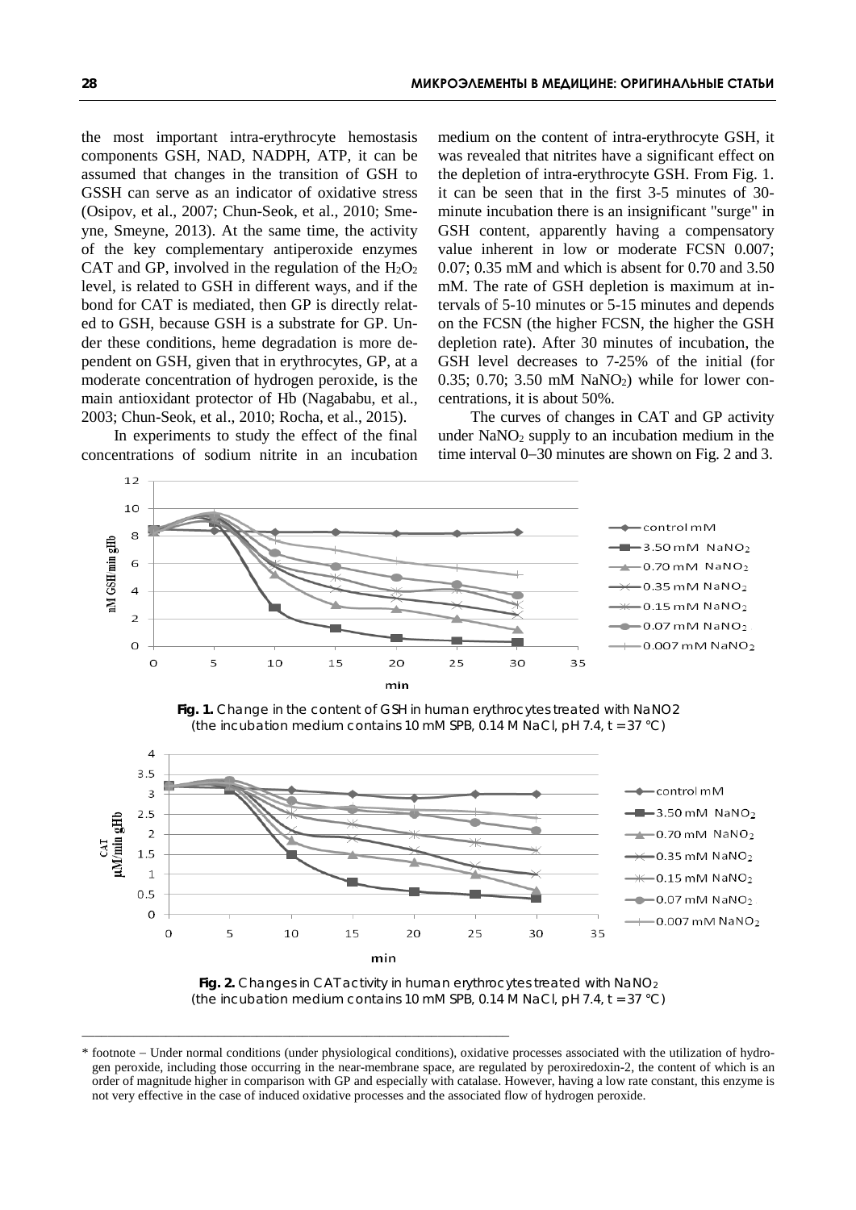the most important intra-erythrocyte hemostasis components GSH, NAD, NADPH, ATP, it can be assumed that changes in the transition of GSH to GSSH can serve as an indicator of oxidative stress (Osipov, et al., 2007; Chun-Seok, et al., 2010; Smeyne, Smeyne, 2013). At the same time, the activity of the key complementary antiperoxide enzymes CAT and GP, involved in the regulation of the $H_2O_2$ level, is related to GSH in different ways, and if the bond for CAT is mediated, then GP is directly related to GSH, because GSH is a substrate for GP. Under these conditions, heme degradation is more dependent on GSH, given that in erythrocytes, GP, at a moderate concentration of hydrogen peroxide, is the main antioxidant protector of Hb (Nagababu, et al., 2003; Chun-Seok, et al., 2010; Rocha, et al., 2015).

In experiments to study the effect of the final concentrations of sodium nitrite in an incubation medium on the content of intra-erythrocyte GSH, it was revealed that nitrites have a significant effect on the depletion of intra-erythrocyte GSH. From Fig. 1. it can be seen that in the first 3-5 minutes of 30-minute incubation there is an insignificant "surge" in GSH content, apparently having a compensatory value inherent in low or moderate FCSN 0.007; 0.07; 0.35 mM and which is absent for 0.70 and 3.50 mM. The rate of GSH depletion is maximum at intervals of 5-10 minutes or 5-15 minutes and depends on the FCSN (the higher FCSN, the higher the GSH depletion rate). After 30 minutes of incubation, the GSH level decreases to 7-25% of the initial (for 0.35; 0.70; 3.50 mM $NaNO_2$) while for lower concentrations, it is about 50%.

The curves of changes in CAT and GP activity under $NaNO_2$ supply to an incubation medium in the time interval 0–30 minutes are shown on Fig. 2 and 3.

**Fig. 1.** Change in the content of GSH in human erythrocytes treated with NaNO2 (the incubation medium contains 10 mM SPB, 0.14 M NaCl, pH 7.4, t = 37 °C)

**Fig. 2.** Changes in CAT activity in human erythrocytes treated with $NaNO_2$ (the incubation medium contains 10 mM SPB, 0.14 M NaCl, pH 7.4, t = 37 °C)

* footnote – Under normal conditions (under physiological conditions), oxidative processes associated with the utilization of hydrogen peroxide, including those occurring in the near-membrane space, are regulated by peroxiredoxin-2, the content of which is an order of magnitude higher in comparison with GP and especially with catalase. However, having a low rate constant, this enzyme is not very effective in the case of induced oxidative processes and the associated flow of hydrogen peroxide.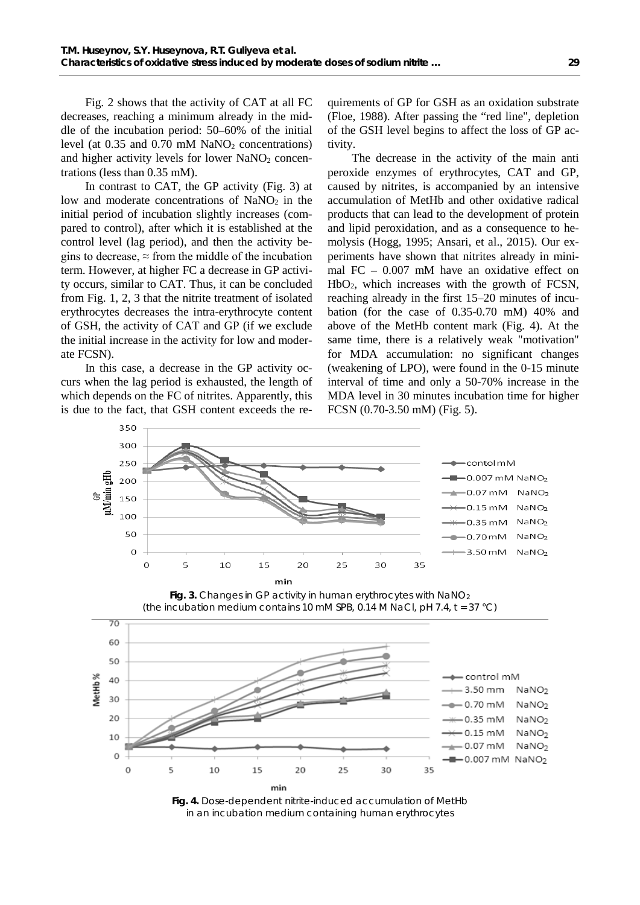Fig. 2 shows that the activity of CAT at all FC decreases, reaching a minimum already in the middle of the incubation period: 50–60% of the initial level (at 0.35 and 0.70 mM $NaNO_2$ concentrations) and higher activity levels for lower $NaNO_2$ concentrations (less than 0.35 mM).

In contrast to CAT, the GP activity (Fig. 3) at low and moderate concentrations of $NaNO_2$ in the initial period of incubation slightly increases (compared to control), after which it is established at the control level (lag period), and then the activity begins to decrease, ≈ from the middle of the incubation term. However, at higher FC a decrease in GP activity occurs, similar to CAT. Thus, it can be concluded from Fig. 1, 2, 3 that the nitrite treatment of isolated erythrocytes decreases the intra-erythrocyte content of GSH, the activity of CAT and GP (if we exclude the initial increase in the activity for low and moderate FCSN).

In this case, a decrease in the GP activity occurs when the lag period is exhausted, the length of which depends on the FC of nitrites. Apparently, this is due to the fact, that GSH content exceeds the requirements of GP for GSH as an oxidation substrate (Floe, 1988). After passing the "red line", depletion of the GSH level begins to affect the loss of GP activity.

The decrease in the activity of the main anti peroxide enzymes of erythrocytes, CAT and GP, caused by nitrites, is accompanied by an intensive accumulation of MetHb and other oxidative radical products that can lead to the development of protein and lipid peroxidation, and as a consequence to hemolysis (Hogg, 1995; Ansari, et al., 2015). Our experiments have shown that nitrites already in minimal FC – 0.007 mM have an oxidative effect on $HbO_2$, which increases with the growth of FCSN, reaching already in the first 15–20 minutes of incubation (for the case of 0.35-0.70 mM) 40% and above of the MetHb content mark (Fig. 4). At the same time, there is a relatively weak "motivation" for MDA accumulation: no significant changes (weakening of LPO), were found in the 0-15 minute interval of time and only a 50-70% increase in the MDA level in 30 minutes incubation time for higher FCSN (0.70-3.50 mM) (Fig. 5).

**Fig. 3.** Changes in GP activity in human erythrocytes with $NaNO_2$ (the incubation medium contains 10 mM SPB, 0.14 M NaCl, pH 7.4, t = 37 °C)

**Fig. 4.** Dose-dependent nitrite-induced accumulation of MetHb in an incubation medium containing human erythrocytes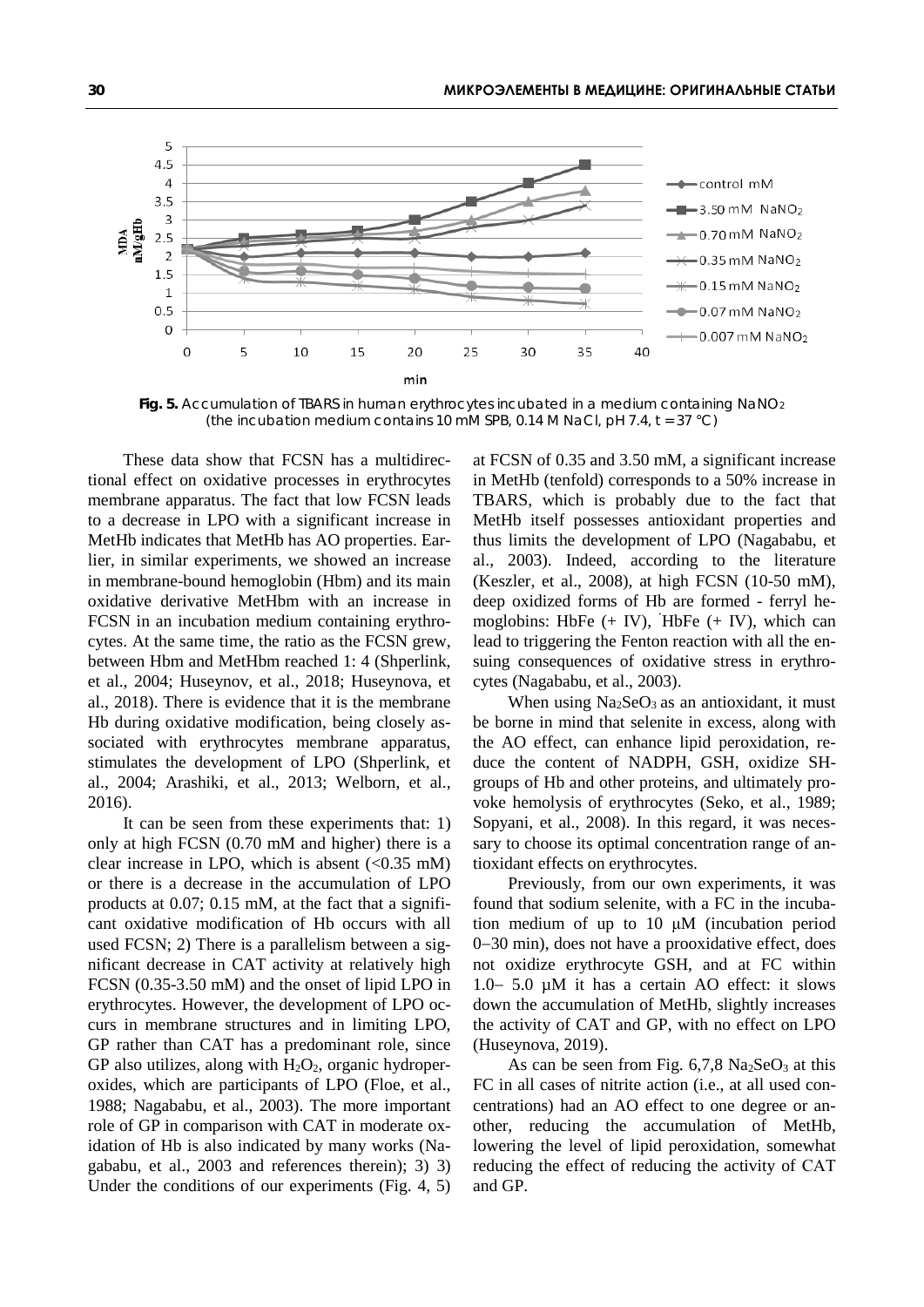**Fig. 5.** Accumulation of TBARS in human erythrocytes incubated in a medium containing $NaNO_2$ (the incubation medium contains 10 mM SPB, 0.14 M NaCl, pH 7.4, t = 37 °C)

These data show that FCSN has a multidirectional effect on oxidative processes in erythrocytes membrane apparatus. The fact that low FCSN leads to a decrease in LPO with a significant increase in MetHb indicates that MetHb has AO properties. Earlier, in similar experiments, we showed an increase in membrane-bound hemoglobin (Hbm) and its main oxidative derivative MetHbm with an increase in FCSN in an incubation medium containing erythrocytes. At the same time, the ratio as the FCSN grew, between Hbm and MetHbm reached 1: 4 (Shperlink, et al., 2004; Huseynov, et al., 2018; Huseynova, et al., 2018). There is evidence that it is the membrane Hb during oxidative modification, being closely associated with erythrocytes membrane apparatus, stimulates the development of LPO (Shperlink, et al., 2004; Arashiki, et al., 2013; Welborn, et al., 2016).

It can be seen from these experiments that: 1) only at high FCSN (0.70 mM and higher) there is a clear increase in LPO, which is absent (<0.35 mM) or there is a decrease in the accumulation of LPO products at 0.07; 0.15 mM, at the fact that a significant oxidative modification of Hb occurs with all used FCSN; 2) There is a parallelism between a significant decrease in CAT activity at relatively high FCSN (0.35-3.50 mM) and the onset of lipid LPO in erythrocytes. However, the development of LPO occurs in membrane structures and in limiting LPO, GP rather than CAT has a predominant role, since GP also utilizes, along with $H_2O_2$, organic hydroperoxides, which are participants of LPO (Floe, et al., 1988; Nagababu, et al., 2003). The more important role of GP in comparison with CAT in moderate oxidation of Hb is also indicated by many works (Nagababu, et al., 2003 and references therein); 3) 3) Under the conditions of our experiments (Fig. 4, 5) at FCSN of 0.35 and 3.50 mM, a significant increase in MetHb (tenfold) corresponds to a 50% increase in TBARS, which is probably due to the fact that MetHb itself possesses antioxidant properties and thus limits the development of LPO (Nagababu, et al., 2003). Indeed, according to the literature (Keszler, et al., 2008), at high FCSN (10-50 mM), deep oxidized forms of Hb are formed - ferryl hemoglobins: HbFe (+ IV), ˙HbFe (+ IV), which can lead to triggering the Fenton reaction with all the ensuing consequences of oxidative stress in erythrocytes (Nagababu, et al., 2003).

When using $Na_2SeO_3$ as an antioxidant, it must be borne in mind that selenite in excess, along with the AO effect, can enhance lipid peroxidation, reduce the content of NADPH, GSH, oxidize SH-groups of Hb and other proteins, and ultimately provoke hemolysis of erythrocytes (Seko, et al., 1989; Sopyani, et al., 2008). In this regard, it was necessary to choose its optimal concentration range of antioxidant effects on erythrocytes.

Previously, from our own experiments, it was found that sodium selenite, with a FC in the incubation medium of up to 10 μM (incubation period 0−30 min), does not have a prooxidative effect, does not oxidize erythrocyte GSH, and at FC within 1.0– 5.0 μM it has a certain AO effect: it slows down the accumulation of MetHb, slightly increases the activity of CAT and GP, with no effect on LPO (Huseynova, 2019).

As can be seen from Fig. 6,7,8 $Na_2SeO_3$ at this FC in all cases of nitrite action (i.e., at all used concentrations) had an AO effect to one degree or another, reducing the accumulation of MetHb, lowering the level of lipid peroxidation, somewhat reducing the effect of reducing the activity of CAT and GP.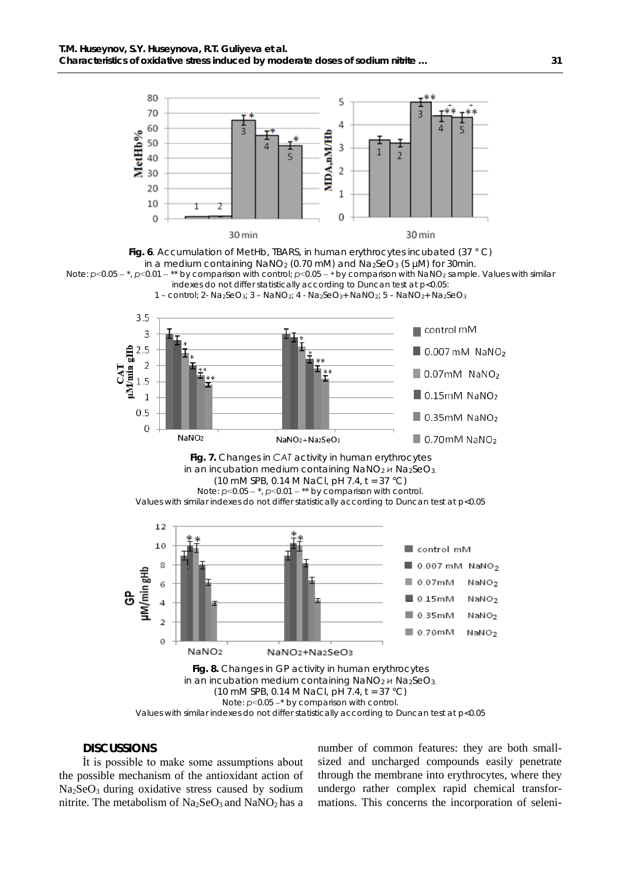**Fig. 6**. Accumulation of MetHb, TBARS, in human erythrocytes incubated (37 ° C) in a medium containing $NaNO_2$ (0.70 mM) and $Na_2SeO_3$ (5 μM) for 30min.

Note: $p<0.05$ – *, $p<0.01$ – ** by comparison with control; $p<0.05$ – + by comparison with $NaNO_2$ sample. Values with similar indexes do not differ statistically according to Duncan test at p<0.05:
1 – control; 2- $Na_2SeO_3$; 3 – $NaNO_2$; 4 - $Na_2SeO_3$+ $NaNO_2$; 5 – $NaNO_2$+ $Na_2SeO_3$

**Fig. 7.** Changes in *CAT* activity in human erythrocytes in an incubation medium containing $NaNO_2$ и $Na_2SeO_3$.
(10 mM SPB, 0.14 M NaCl, pH 7.4, t = 37 °C)
Note: $p<0.05$ – *, $p<0.01$ – ** by comparison with control.
Values with similar indexes do not differ statistically according to Duncan test at p<0.05

**Fig. 8.** Changes in GP activity in human erythrocytes in an incubation medium containing $NaNO_2$ и $Na_2SeO_3$.
(10 mM SPB, 0.14 M NaCl, pH 7.4, t = 37 °C)
Note: $p<0.05$ –* by comparison with control.
Values with similar indexes do not differ statistically according to Duncan test at p<0.05

## DISCUSSIONS

İt is possible to make some assumptions about the possible mechanism of the antioxidant action of $Na_2SeO_3$ during oxidative stress caused by sodium nitrite. The metabolism of $Na_2SeO_3$ and $NaNO_2$ has a number of common features: they are both small-sized and uncharged compounds easily penetrate through the membrane into erythrocytes, where they undergo rather complex rapid chemical transformations. This concerns the incorporation of seleni-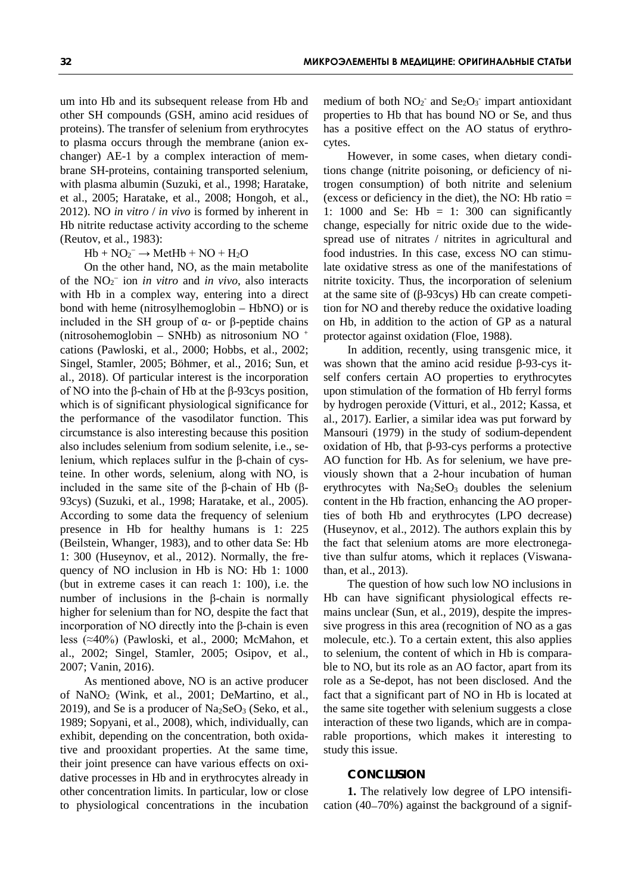um into Hb and its subsequent release from Hb and other SH compounds (GSH, amino acid residues of proteins). The transfer of selenium from erythrocytes to plasma occurs through the membrane (anion exchanger) AE-1 by a complex interaction of membrane SH-proteins, containing transported selenium, with plasma albumin (Suzuki, et al., 1998; Haratake, et al., 2005; Haratake, et al., 2008; Hongoh, et al., 2012). NO *in vitro* / *in vivo* is formed by inherent in Hb nitrite reductase activity according to the scheme (Reutov, et al., 1983):

$$Hb + NO_2^- \rightarrow MetHb + NO + H_2O$$

On the other hand, NO, as the main metabolite of the $NO_2^-$ ion *in vitro* and *in vivo*, also interacts with Hb in a complex way, entering into a direct bond with heme (nitrosylhemoglobin – HbNO) or is included in the SH group of α- or β-peptide chains (nitrosohemoglobin – SNHb) as nitrosonium $NO^+$ cations (Pawloski, et al., 2000; Hobbs, et al., 2002; Singel, Stamler, 2005; Böhmer, et al., 2016; Sun, et al., 2018). Of particular interest is the incorporation of NO into the β-chain of Hb at the β-93cys position, which is of significant physiological significance for the performance of the vasodilator function. This circumstance is also interesting because this position also includes selenium from sodium selenite, i.e., selenium, which replaces sulfur in the β-chain of cysteine. In other words, selenium, along with NO, is included in the same site of the β-chain of Hb (β-93cys) (Suzuki, et al., 1998; Haratake, et al., 2005). According to some data the frequency of selenium presence in Hb for healthy humans is 1: 225 (Beilstein, Whanger, 1983), and to other data Se: Hb 1: 300 (Huseynov, et al., 2012). Normally, the frequency of NO inclusion in Hb is NO: Hb 1: 1000 (but in extreme cases it can reach 1: 100), i.e. the number of inclusions in the β-chain is normally higher for selenium than for NO, despite the fact that incorporation of NO directly into the β-chain is even less (≈40%) (Pawloski, et al., 2000; McMahon, et al., 2002; Singel, Stamler, 2005; Osipov, et al., 2007; Vanin, 2016).

As mentioned above, NO is an active producer of $NaNO_2$ (Wink, et al., 2001; DeMartino, et al., 2019), and Se is a producer of $Na_2SeO_3$ (Seko, et al., 1989; Sopyani, et al., 2008), which, individually, can exhibit, depending on the concentration, both oxidative and prooxidant properties. At the same time, their joint presence can have various effects on oxidative processes in Hb and in erythrocytes already in other concentration limits. In particular, low or close to physiological concentrations in the incubation medium of both $NO_2^-$ and $Se_2O_3^-$ impart antioxidant properties to Hb that has bound NO or Se, and thus has a positive effect on the AO status of erythrocytes.

However, in some cases, when dietary conditions change (nitrite poisoning, or deficiency of nitrogen consumption) of both nitrite and selenium (excess or deficiency in the diet), the NO: Hb ratio = 1: 1000 and Se: Hb = 1: 300 can significantly change, especially for nitric oxide due to the widespread use of nitrates / nitrites in agricultural and food industries. In this case, excess NO can stimulate oxidative stress as one of the manifestations of nitrite toxicity. Thus, the incorporation of selenium at the same site of (β-93cys) Hb can create competition for NO and thereby reduce the oxidative loading on Hb, in addition to the action of GP as a natural protector against oxidation (Floe, 1988).

In addition, recently, using transgenic mice, it was shown that the amino acid residue β-93-cys itself confers certain AO properties to erythrocytes upon stimulation of the formation of Hb ferryl forms by hydrogen peroxide (Vitturi, et al., 2012; Kassa, et al., 2017). Earlier, a similar idea was put forward by Mansouri (1979) in the study of sodium-dependent oxidation of Hb, that β-93-cys performs a protective AO function for Hb. As for selenium, we have previously shown that a 2-hour incubation of human erythrocytes with $Na_2SeO_3$ doubles the selenium content in the Hb fraction, enhancing the AO properties of both Hb and erythrocytes (LPO decrease) (Huseynov, et al., 2012). The authors explain this by the fact that selenium atoms are more electronegative than sulfur atoms, which it replaces (Viswanathan, et al., 2013).

The question of how such low NO inclusions in Hb can have significant physiological effects remains unclear (Sun, et al., 2019), despite the impressive progress in this area (recognition of NO as a gas molecule, etc.). To a certain extent, this also applies to selenium, the content of which in Hb is comparable to NO, but its role as an AO factor, apart from its role as a Se-depot, has not been disclosed. And the fact that a significant part of NO in Hb is located at the same site together with selenium suggests a close interaction of these two ligands, which are in comparable proportions, which makes it interesting to study this issue.

## CONCLUSION

**1.** The relatively low degree of LPO intensification (40–70%) against the background of a signif-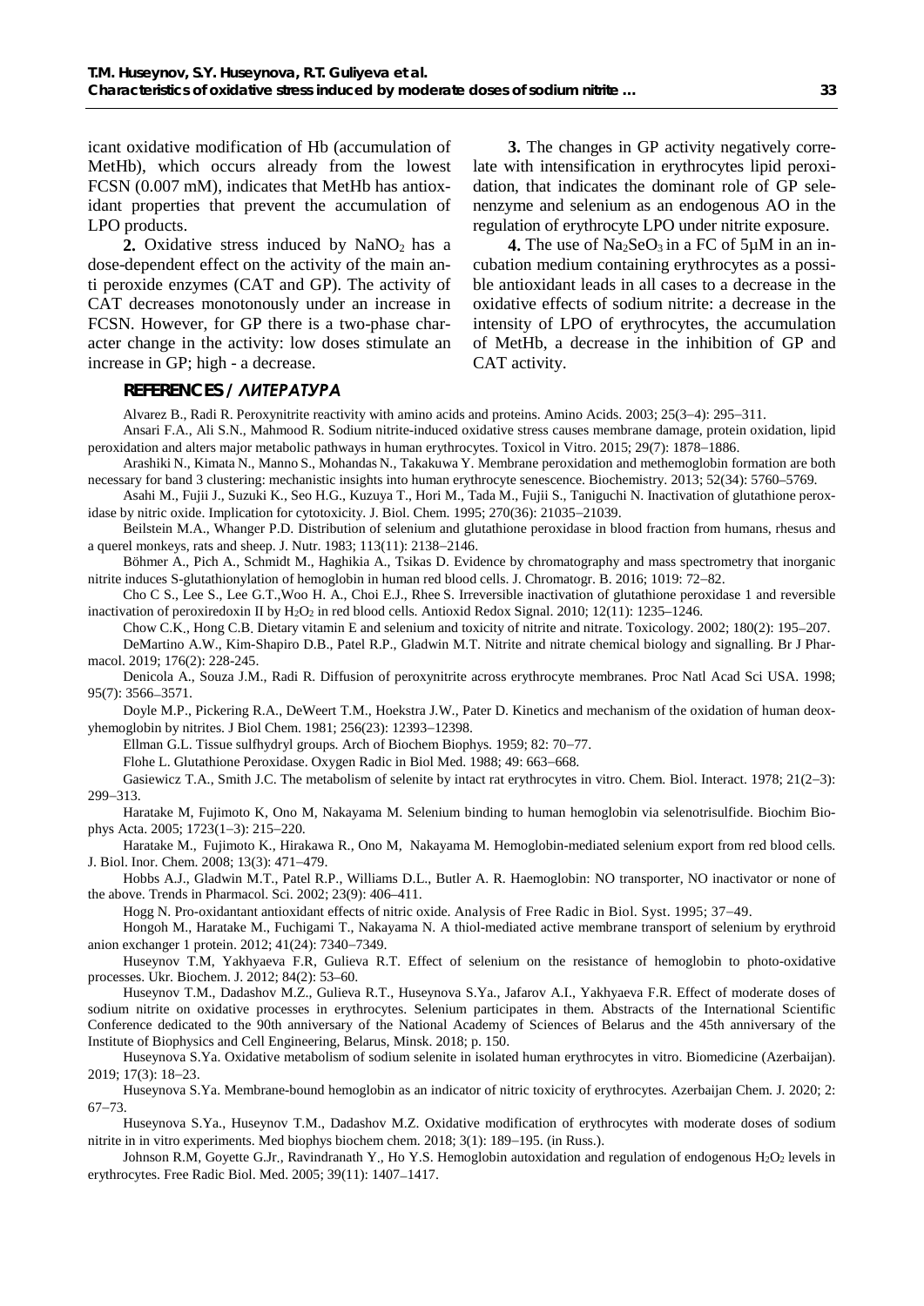icant oxidative modification of Hb (accumulation of MetHb), which occurs already from the lowest FCSN (0.007 mM), indicates that MetHb has antioxidant properties that prevent the accumulation of LPO products.

**2.** Oxidative stress induced by $NaNO_2$ has a dose-dependent effect on the activity of the main anti peroxide enzymes (CAT and GP). The activity of CAT decreases monotonously under an increase in FCSN. However, for GP there is a two-phase character change in the activity: low doses stimulate an increase in GP; high - a decrease.

**3.** The changes in GP activity negatively correlate with intensification in erythrocytes lipid peroxidation, that indicates the dominant role of GP selenenzyme and selenium as an endogenous AO in the regulation of erythrocyte LPO under nitrite exposure.

**4.** The use of $Na_2SeO_3$ in a FC of 5μM in an incubation medium containing erythrocytes as a possible antioxidant leads in all cases to a decrease in the oxidative effects of sodium nitrite: a decrease in the intensity of LPO of erythrocytes, the accumulation of MetHb, a decrease in the inhibition of GP and CAT activity.

## REFERENCES / ЛИТЕРАТУРА

Alvarez B., Radi R. Peroxynitrite reactivity with amino acids and proteins. Amino Acids. 2003; 25(3–4): 295–311.

Ansari F.A., Ali S.N., Mahmood R. Sodium nitrite-induced oxidative stress causes membrane damage, protein oxidation, lipid peroxidation and alters major metabolic pathways in human erythrocytes. Toxicol in Vitro. 2015; 29(7): 1878–1886.

Arashiki N., Kimata N., Manno S., Mohandas N., Takakuwa Y. Membrane peroxidation and methemoglobin formation are both necessary for band 3 clustering: mechanistic insights into human erythrocyte senescence. Biochemistry. 2013; 52(34): 5760–5769.

Asahi M., Fujii J., Suzuki K., Seo H.G., Kuzuya T., Hori M., Tada M., Fujii S., Taniguchi N. Inactivation of glutathione peroxidase by nitric oxide. Implication for cytotoxicity. J. Biol. Chem. 1995; 270(36): 21035–21039.

Beilstein M.A., Whanger P.D. Distribution of selenium and glutathione peroxidase in blood fraction from humans, rhesus and a querel monkeys, rats and sheep. J. Nutr. 1983; 113(11): 2138–2146.

Böhmer A., Pich A., Schmidt M., Haghikia A., Tsikas D. Evidence by chromatography and mass spectrometry that inorganic nitrite induces S-glutathionylation of hemoglobin in human red blood cells. J. Chromatogr. B. 2016; 1019: 72–82.

Cho C S., Lee S., Lee G.T.,Woo H. A., Choi E.J., Rhee S. Irreversible inactivation of glutathione peroxidase 1 and reversible inactivation of peroxiredoxin II by $H_2O_2$ in red blood cells. Antioxid Redox Signal. 2010; 12(11): 1235–1246.

Chow C.K., Hong C.B. Dietary vitamin E and selenium and toxicity of nitrite and nitrate. Toxicology. 2002; 180(2): 195–207.

DeMartino A.W., Kim-Shapiro D.B., Patel R.P., Gladwin M.T. Nitrite and nitrate chemical biology and signalling. Br J Pharmacol. 2019; 176(2): 228-245.

Denicola A., Souza J.M., Radi R. Diffusion of peroxynitrite across erythrocyte membranes. Proc Natl Acad Sci USA. 1998; 95(7): 3566–3571.

Doyle M.P., Pickering R.A., DeWeert T.M., Hoekstra J.W., Pater D. Kinetics and mechanism of the oxidation of human deoxyhemoglobin by nitrites. J Biol Chem. 1981; 256(23): 12393–12398.

Ellman G.L. Tissue sulfhydryl groups. Arch of Biochem Biophys. 1959; 82: 70–77.

Flohe L. Glutathione Peroxidase. Oxygen Radic in Biol Med. 1988; 49: 663–668.

Gasiewicz T.A., Smith J.C. The metabolism of selenite by intact rat erythrocytes in vitro. Chem. Biol. Interact. 1978; 21(2–3): 299–313.

Haratake M, Fujimoto K, Ono M, Nakayama M. Selenium binding to human hemoglobin via selenotrisulfide. Biochim Biophys Acta. 2005; 1723(1–3): 215–220.

Haratake M., Fujimoto K., Hirakawa R., Ono M, Nakayama M. Hemoglobin-mediated selenium export from red blood cells. J. Biol. Inor. Chem. 2008; 13(3): 471–479.

Hobbs A.J., Gladwin M.T., Patel R.P., Williams D.L., Butler A. R. Haemoglobin: NO transporter, NO inactivator or none of the above. Trends in Pharmacol. Sci. 2002; 23(9): 406–411.

Hogg N. Pro-oxidantant antioxidant effects of nitric oxide. Analysis of Free Radic in Biol. Syst. 1995; 37–49.

Hongoh M., Haratake M., Fuchigami T., Nakayama N. A thiol-mediated active membrane transport of selenium by erythroid anion exchanger 1 protein. 2012; 41(24): 7340–7349.

Huseynov T.M, Yakhyaeva F.R, Gulieva R.T. Effect of selenium on the resistance of hemoglobin to photo-oxidative processes. Ukr. Biochem. J. 2012; 84(2): 53–60.

Huseynov T.M., Dadashov M.Z., Gulieva R.T., Huseynova S.Ya., Jafarov A.I., Yakhyaeva F.R. Effect of moderate doses of sodium nitrite on oxidative processes in erythrocytes. Selenium participates in them. Abstracts of the International Scientific Conference dedicated to the 90th anniversary of the National Academy of Sciences of Belarus and the 45th anniversary of the Institute of Biophysics and Cell Engineering, Belarus, Minsk. 2018; p. 150.

Huseynova S.Ya. Oxidative metabolism of sodium selenite in isolated human erythrocytes in vitro. Biomedicine (Azerbaijan). 2019; 17(3): 18–23.

Huseynova S.Ya. Membrane-bound hemoglobin as an indicator of nitric toxicity of erythrocytes. Azerbaijan Chem. J. 2020; 2: 67–73.

Huseynova S.Ya., Huseynov T.M., Dadashov M.Z. Oxidative modification of erythrocytes with moderate doses of sodium nitrite in in vitro experiments. Med biophys biochem chem. 2018; 3(1): 189–195. (in Russ.).

Johnson R.M, Goyette G.Jr., Ravindranath Y., Ho Y.S. Hemoglobin autoxidation and regulation of endogenous $H_2O_2$ levels in erythrocytes. Free Radic Biol. Med. 2005; 39(11): 1407–1417.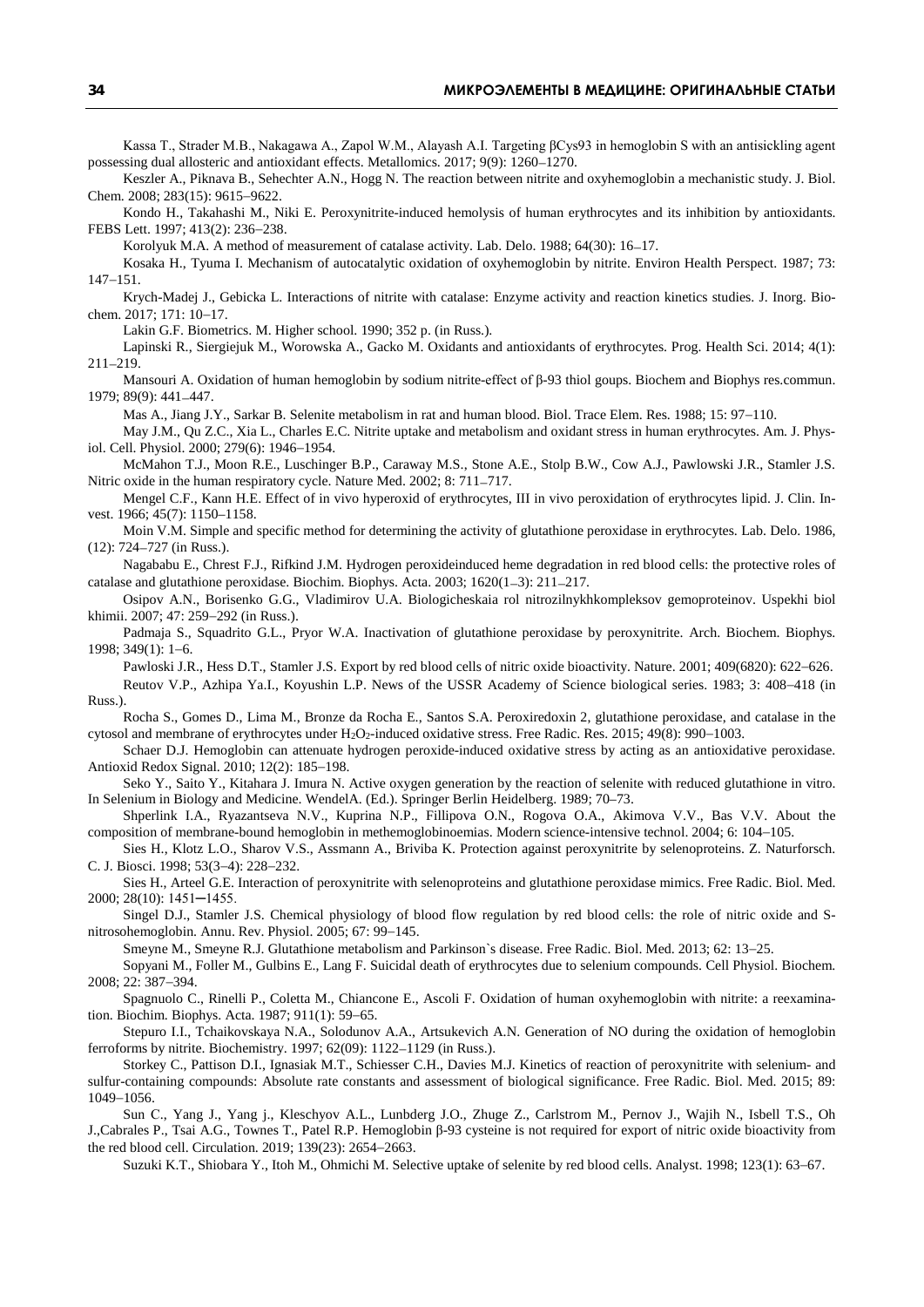Kassa T., Strader M.B., Nakagawa A., Zapol W.M., Alayash A.I. Targeting βCys93 in hemoglobin S with an antisickling agent possessing dual allosteric and antioxidant effects. Metallomics. 2017; 9(9): 1260–1270.

Keszler A., Piknava B., Sehechter A.N., Hogg N. The reaction between nitrite and oxyhemoglobin a mechanistic study. J. Biol. Chem. 2008; 283(15): 9615–9622.

Kondo H., Takahashi M., Niki E. Peroxynitrite-induced hemolysis of human erythrocytes and its inhibition by antioxidants. FEBS Lett. 1997; 413(2): 236–238.

Korolyuk M.A. A method of measurement of catalase activity. Lab. Delo. 1988; 64(30): 16–17.

Kosaka H., Tyuma I. Mechanism of autocatalytic oxidation of oxyhemoglobin by nitrite. Environ Health Perspect. 1987; 73: 147–151.

Krych-Madej J., Gebicka L. Interactions of nitrite with catalase: Enzyme activity and reaction kinetics studies. J. Inorg. Biochem. 2017; 171: 10–17.

Lakin G.F. Biometrics. M. Higher school. 1990; 352 p. (in Russ.).

Lapinski R., Siergiejuk M., Worowska A., Gacko M. Oxidants and antioxidants of erythrocytes. Prog. Health Sci. 2014; 4(1): 211–219.

Mansouri A. Oxidation of human hemoglobin by sodium nitrite-effect of β-93 thiol goups. Biochem and Biophys res.commun. 1979; 89(9): 441–447.

Mas A., Jiang J.Y., Sarkar B. Selenite metabolism in rat and human blood. Biol. Trace Elem. Res. 1988; 15: 97–110.

May J.M., Qu Z.C., Xia L., Charles E.C. Nitrite uptake and metabolism and oxidant stress in human erythrocytes. Am. J. Physiol. Cell. Physiol. 2000; 279(6): 1946–1954.

McMahon T.J., Moon R.E., Luschinger B.P., Caraway M.S., Stone A.E., Stolp B.W., Cow A.J., Pawlowski J.R., Stamler J.S. Nitric oxide in the human respiratory cycle. Nature Med. 2002; 8: 711–717.

Mengel C.F., Kann H.E. Effect of in vivo hyperoxid of erythrocytes, III in vivo peroxidation of erythrocytes lipid. J. Clin. Invest. 1966; 45(7): 1150–1158.

Moin V.M. Simple and specific method for determining the activity of glutathione peroxidase in erythrocytes. Lab. Delo. 1986, (12): 724–727 (in Russ.).

Nagababu E., Chrest F.J., Rifkind J.M. Hydrogen peroxideinduced heme degradation in red blood cells: the protective roles of catalase and glutathione peroxidase. Biochim. Biophys. Acta. 2003; 1620(1–3): 211–217.

Osipov A.N., Borisenko G.G., Vladimirov U.A. Biologicheskaia rol nitrozilnykhkompleksov gemoproteinov. Uspekhi biol khimii. 2007; 47: 259–292 (in Russ.).

Padmaja S., Squadrito G.L., Pryor W.A. Inactivation of glutathione peroxidase by peroxynitrite. Arch. Biochem. Biophys. 1998; 349(1): 1–6.

Pawloski J.R., Hess D.T., Stamler J.S. Export by red blood cells of nitric oxide bioactivity. Nature. 2001; 409(6820): 622–626.

Reutov V.P., Azhipa Ya.I., Koyushin L.P. News of the USSR Academy of Science biological series. 1983; 3: 408–418 (in Russ.).

Rocha S., Gomes D., Lima M., Bronze da Rocha E., Santos S.A. Peroxiredoxin 2, glutathione peroxidase, and catalase in the cytosol and membrane of erythrocytes under $H_2O_2$-induced oxidative stress. Free Radic. Res. 2015; 49(8): 990–1003.

Schaer D.J. Hemoglobin can attenuate hydrogen peroxide-induced oxidative stress by acting as an antioxidative peroxidase. Antioxid Redox Signal. 2010; 12(2): 185–198.

Seko Y., Saito Y., Kitahara J. Imura N. Active oxygen generation by the reaction of selenite with reduced glutathione in vitro. In Selenium in Biology and Medicine. WendelA. (Ed.). Springer Berlin Heidelberg. 1989; 70–73.

Shperlink I.A., Ryazantseva N.V., Kuprina N.P., Fillipova O.N., Rogova O.A., Akimova V.V., Bas V.V. About the composition of membrane-bound hemoglobin in methemoglobinoemias. Modern science-intensive technol. 2004; 6: 104–105.

Sies H., Klotz L.O., Sharov V.S., Assmann A., Briviba K. Protection against peroxynitrite by selenoproteins. Z. Naturforsch. C. J. Biosci. 1998; 53(3–4): 228–232.

Sies H., Arteel G.E. Interaction of peroxynitrite with selenoproteins and glutathione peroxidase mimics. Free Radic. Biol. Med. 2000; 28(10): 1451–1455.

Singel D.J., Stamler J.S. Chemical physiology of blood flow regulation by red blood cells: the role of nitric oxide and S-nitrosohemoglobin. Annu. Rev. Physiol. 2005; 67: 99–145.

Smeyne M., Smeyne R.J. Glutathione metabolism and Parkinson`s disease. Free Radic. Biol. Med. 2013; 62: 13–25.

Sopyani M., Foller M., Gulbins E., Lang F. Suicidal death of erythrocytes due to selenium compounds. Cell Physiol. Biochem. 2008; 22: 387–394.

Spagnuolo C., Rinelli P., Coletta M., Chiancone E., Ascoli F. Oxidation of human oxyhemoglobin with nitrite: a reexamination. Biochim. Biophys. Acta. 1987; 911(1): 59–65.

Stepuro I.I., Tchaikovskaya N.A., Solodunov A.A., Artsukevich A.N. Generation of NO during the oxidation of hemoglobin ferroforms by nitrite. Biochemistry. 1997; 62(09): 1122–1129 (in Russ.).

Storkey C., Pattison D.I., Ignasiak M.T., Schiesser C.H., Davies M.J. Kinetics of reaction of peroxynitrite with selenium- and sulfur-containing compounds: Absolute rate constants and assessment of biological significance. Free Radic. Biol. Med. 2015; 89: 1049–1056.

Sun C., Yang J., Yang j., Kleschyov A.L., Lunbderg J.O., Zhuge Z., Carlstrom M., Pernov J., Wajih N., Isbell T.S., Oh J.,Cabrales P., Tsai A.G., Townes T., Patel R.P. Hemoglobin β-93 cysteine is not required for export of nitric oxide bioactivity from the red blood cell. Circulation. 2019; 139(23): 2654–2663.

Suzuki K.T., Shiobara Y., Itoh M., Ohmichi M. Selective uptake of selenite by red blood cells. Analyst. 1998; 123(1): 63–67.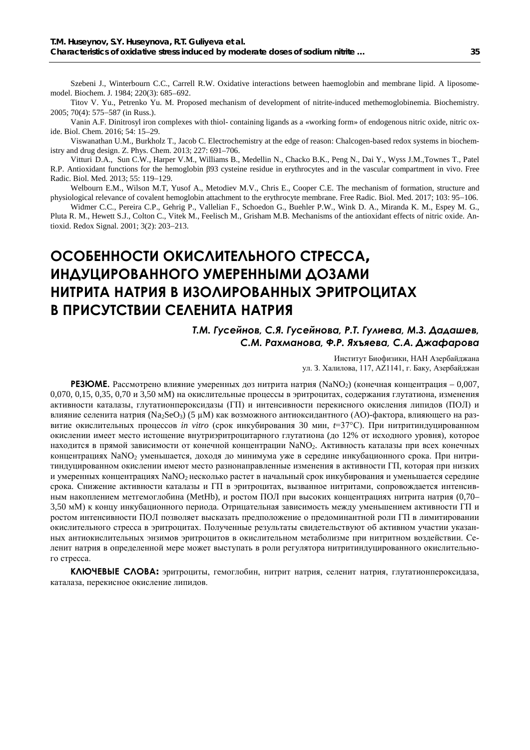Szebeni J., Winterbourn C.C., Carrell R.W. Oxidative interactions between haemoglobin and membrane lipid. A liposome-model. Biochem. J. 1984; 220(3): 685–692.

Titov V. Yu., Petrenko Yu. M. Proposed mechanism of development of nitrite-induced methemoglobinemia. Biochemistry. 2005; 70(4): 575–587 (in Russ.).

Vanin A.F. Dinitrosyl iron complexes with thiol- containing ligands as a «working form» of endogenous nitric oxide, nitric oxide. Biol. Chem. 2016; 54: 15–29.

Viswanathan U.M., Burkholz T., Jacob C. Electrochemistry at the edge of reason: Chalcogen-based redox systems in biochemistry and drug design. Z. Phys. Chem. 2013; 227: 691–706.

Vitturi D.A., Sun C.W., Harper V.M., Williams B., Medellin N., Chacko B.K., Peng N., Dai Y., Wyss J.M.,Townes T., Patel R.P. Antioxidant functions for the hemoglobin β93 cysteine residue in erythrocytes and in the vascular compartment in vivo. Free Radic. Biol. Med. 2013; 55: 119–129.

Welbourn E.M., Wilson M.T, Yusof A., Metodiev M.V., Chris E., Cooper C.E. The mechanism of formation, structure and physiological relevance of covalent hemoglobin attachment to the erythrocyte membrane. Free Radic. Biol. Med. 2017; 103: 95–106.

Widmer C.C., Pereira C.P., Gehrig P., Vallelian F., Schoedon G., Buehler P.W., Wink D. A., Miranda K. M., Espey M. G., Pluta R. M., Hewett S.J., Colton C., Vitek M., Feelisch M., Grisham M.B. Mechanisms of the antioxidant effects of nitric oxide. Antioxid. Redox Signal. 2001; 3(2): 203–213.

# ОСОБЕННОСТИ ОКИСЛИТЕЛЬНОГО СТРЕССА, ИНДУЦИРОВАННОГО УМЕРЕННЫМИ ДОЗАМИ НИТРИТА НАТРИЯ В ИЗОЛИРОВАННЫХ ЭРИТРОЦИТАХ В ПРИСУТСТВИИ СЕЛЕНИТА НАТРИЯ

***Т.М. Гусейнов, С.Я. Гусейнова, Р.Т. Гулиева, М.З. Дадашев, С.М. Рахманова, Ф.Р. Яхъяева, С.А. Джафарова***

Институт Биофизики, НАН Азербайджана
ул. З. Халилова, 117, AZ1141, г. Баку, Азербайджан

**РЕЗЮМЕ.** Рассмотрено влияние умеренных доз нитрита натрия ($NaNO_2$) (конечная концентрация – 0,007, 0,070, 0,15, 0,35, 0,70 и 3,50 мМ) на окислительные процессы в эритроцитах, содержания глутатиона, изменения активности каталазы, глутатионпероксидазы (ГП) и интенсивности перекисного окисления липидов (ПОЛ) и влияние селенита натрия ($Na_2SeO_3$) (5 μM) как возможного антиоксидантного (АО)-фактора, влияющего на развитие окислительных процессов *in vitro* (срок инкубирования 30 мин, *t*=37°C). При нитритиндуцированном окислении имеет место истощение внутриэритроцитарного глутатиона (до 12% от исходного уровня), которое находится в прямой зависимости от конечной концентрации $NaNO_2$. Активность каталазы при всех конечных концентрациях $NaNO_2$ уменьшается, доходя до минимума уже в середине инкубационного срока. При нитритиндуцированном окислении имеют место разнонаправленные изменения в активности ГП, которая при низких и умеренных концентрациях $NaNO_2$ несколько растет в начальный срок инкубирования и уменьшается середине срока. Снижение активности каталазы и ГП в эритроцитах, вызванное нитритами, сопровождается интенсивным накоплением метгемоглобина (MetHb), и ростом ПОЛ при высоких концентрациях нитрита натрия (0,70–3,50 мМ) к концу инкубационного периода. Отрицательная зависимость между уменьшением активности ГП и ростом интенсивности ПОЛ позволяет высказать предположение о предоминантной роли ГП в лимитировании окислительного стресса в эритроцитах. Полученные результаты свидетельствуют об активном участии указанных антиокислительных энзимов эритроцитов в окислительном метаболизме при нитритном воздействии. Селенит натрия в определенной мере может выступать в роли регулятора нитритиндуцированного окислительного стресса.

**КЛЮЧЕВЫЕ СЛОВА:** эритроциты, гемоглобин, нитрит натрия, селенит натрия, глутатионпероксидаза, каталаза, перекисное окисление липидов.